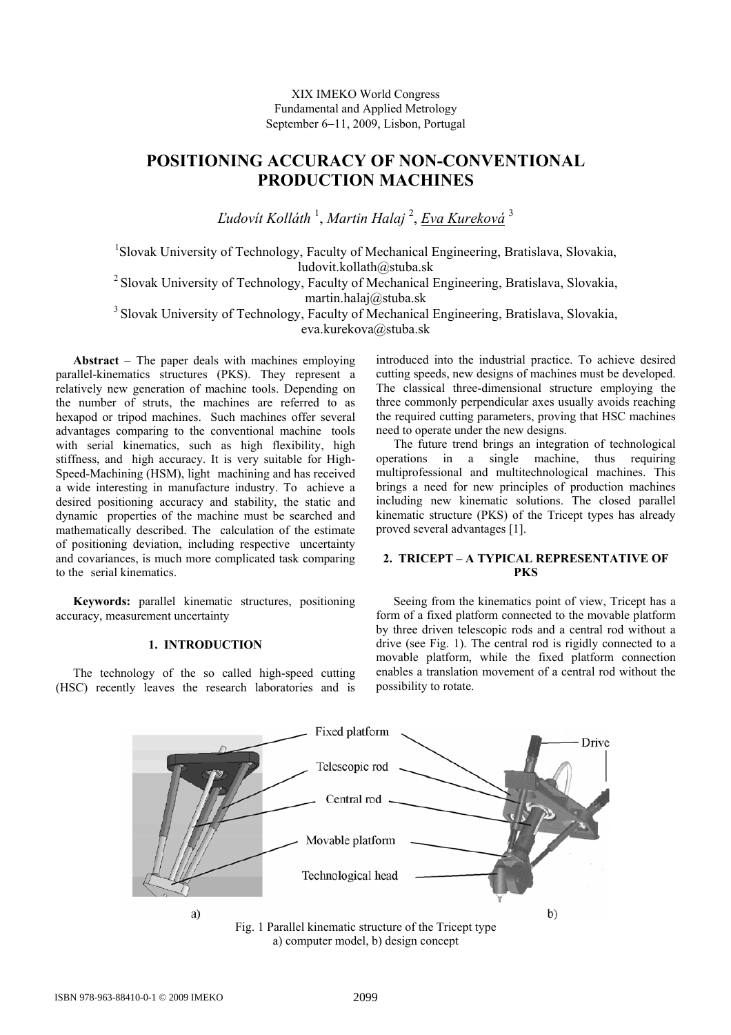XIX IMEKO World Congress
Fundamental and Applied Metrology
September 6−11, 2009, Lisbon, Portugal

# POSITIONING ACCURACY OF NON-CONVENTIONAL PRODUCTION MACHINES

*Ľudovít Kolláth* [1], *Martin Halaj* [2], *Eva Kureková* [3]

[1] Slovak University of Technology, Faculty of Mechanical Engineering, Bratislava, Slovakia, ludovit.kollath@stuba.sk
[2] Slovak University of Technology, Faculty of Mechanical Engineering, Bratislava, Slovakia, martin.halaj@stuba.sk
[3] Slovak University of Technology, Faculty of Mechanical Engineering, Bratislava, Slovakia, eva.kurekova@stuba.sk

**Abstract** − The paper deals with machines employing parallel-kinematics structures (PKS). They represent a relatively new generation of machine tools. Depending on the number of struts, the machines are referred to as hexapod or tripod machines. Such machines offer several advantages comparing to the conventional machine tools with serial kinematics, such as high flexibility, high stiffness, and high accuracy. It is very suitable for High-Speed-Machining (HSM), light machining and has received a wide interesting in manufacture industry. To achieve a desired positioning accuracy and stability, the static and dynamic properties of the machine must be searched and mathematically described. The calculation of the estimate of positioning deviation, including respective uncertainty and covariances, is much more complicated task comparing to the serial kinematics.

**Keywords:** parallel kinematic structures, positioning accuracy, measurement uncertainty

## 1. INTRODUCTION

The technology of the so called high-speed cutting (HSC) recently leaves the research laboratories and is introduced into the industrial practice. To achieve desired cutting speeds, new designs of machines must be developed. The classical three-dimensional structure employing the three commonly perpendicular axes usually avoids reaching the required cutting parameters, proving that HSC machines need to operate under the new designs.

The future trend brings an integration of technological operations in a single machine, thus requiring multiprofessional and multitechnological machines. This brings a need for new principles of production machines including new kinematic solutions. The closed parallel kinematic structure (PKS) of the Tricept types has already proved several advantages [1].

## 2. TRICEPT – A TYPICAL REPRESENTATIVE OF PKS

Seeing from the kinematics point of view, Tricept has a form of a fixed platform connected to the movable platform by three driven telescopic rods and a central rod without a drive (see Fig. 1). The central rod is rigidly connected to a movable platform, while the fixed platform connection enables a translation movement of a central rod without the possibility to rotate.

Fig. 1 Parallel kinematic structure of the Tricept type
a) computer model, b) design concept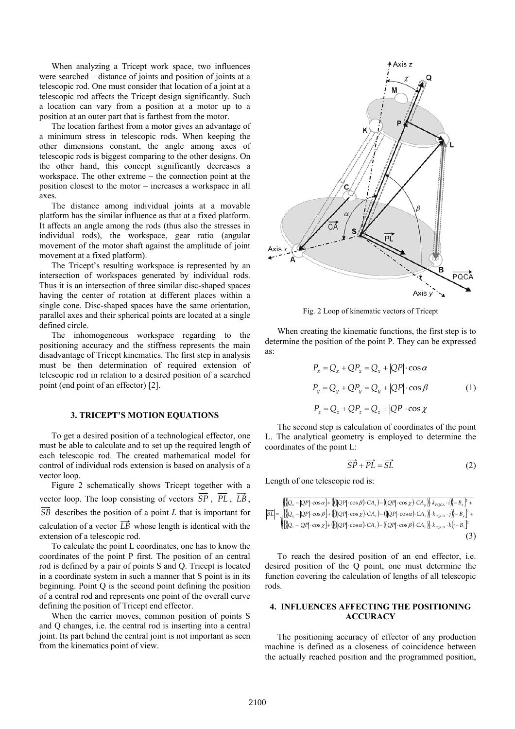When analyzing a Tricept work space, two influences were searched – distance of joints and position of joints at a telescopic rod. One must consider that location of a joint at a telescopic rod affects the Tricept design significantly. Such a location can vary from a position at a motor up to a position at an outer part that is farthest from the motor.

The location farthest from a motor gives an advantage of a minimum stress in telescopic rods. When keeping the other dimensions constant, the angle among axes of telescopic rods is biggest comparing to the other designs. On the other hand, this concept significantly decreases a workspace. The other extreme – the connection point at the position closest to the motor – increases a workspace in all axes.

The distance among individual joints at a movable platform has the similar influence as that at a fixed platform. It affects an angle among the rods (thus also the stresses in individual rods), the workspace, gear ratio (angular movement of the motor shaft against the amplitude of joint movement at a fixed platform).

The Tricept's resulting workspace is represented by an intersection of workspaces generated by individual rods. Thus it is an intersection of three similar disc-shaped spaces having the center of rotation at different places within a single cone. Disc-shaped spaces have the same orientation, parallel axes and their spherical points are located at a single defined circle.

The inhomogeneous workspace regarding to the positioning accuracy and the stiffness represents the main disadvantage of Tricept kinematics. The first step in analysis must be then determination of required extension of telescopic rod in relation to a desired position of a searched point (end point of an effector) [2].

## 3. TRICEPT'S MOTION EQUATIONS

To get a desired position of a technological effector, one must be able to calculate and to set up the required length of each telescopic rod. The created mathematical model for control of individual rods extension is based on analysis of a vector loop.

Figure 2 schematically shows Tricept together with a vector loop. The loop consisting of vectors $\overrightarrow{SP}$, $\overrightarrow{PL}$, $\overrightarrow{LB}$, $\overrightarrow{SB}$ describes the position of a point $L$ that is important for calculation of a vector $\overrightarrow{LB}$ whose length is identical with the extension of a telescopic rod.

To calculate the point L coordinates, one has to know the coordinates of the point P first. The position of an central rod is defined by a pair of points S and Q. Tricept is located in a coordinate system in such a manner that S point is in its beginning. Point Q is the second point defining the position of a central rod and represents one point of the overall curve defining the position of Tricept end effector.

When the carrier moves, common position of points S and Q changes, i.e. the central rod is inserting into a central joint. Its part behind the central joint is not important as seen from the kinematics point of view.

Fig. 2 Loop of kinematic vectors of Tricept

When creating the kinematic functions, the first step is to determine the position of the point P. They can be expressed as:

$$
\begin{aligned}
P_x &= Q_x + QP_x = Q_x + |QP| \cdot \cos\alpha \\
P_y &= Q_y + QP_y = Q_y + |QP| \cdot \cos\beta \\
P_z &= Q_z + QP_z = Q_z + |QP| \cdot \cos\chi
\end{aligned}
\tag{1}
$$

The second step is calculation of coordinates of the point L. The analytical geometry is employed to determine the coordinates of the point L:

$$
\overrightarrow{SP} + \overrightarrow{PL} = \overrightarrow{SL} \tag{2}
$$

Length of one telescopic rod is:

$$
\left|\overrightarrow{BL}\right| = \sqrt{
\begin{aligned}
&\left[\left[Q_x - |QP|\cdot\cos\alpha\right] + \left(\left(\left(|QP|\cdot\cos\beta\right)\cdot CA_z\right) - \left(\left(|QP|\cdot\cos\chi\right)\cdot CA_y\right)\right)\cdot k_{PQCA}\cdot i\right] - B_x\right]^2 + \\
&\left[\left[Q_y - |QP|\cdot\cos\beta\right] + \left(\left(\left(|QP|\cdot\cos\chi\right)\cdot CA_x\right) - \left(\left(|QP|\cdot\cos\alpha\right)\cdot CA_z\right)\right)\cdot k_{PQCA}\cdot j\right] - B_y\right]^2 + \\
&\left[\left[Q_z - |QP|\cdot\cos\chi\right] + \left(\left(\left(|QP|\cdot\cos\alpha\right)\cdot CA_y\right) - \left(\left(|QP|\cdot\cos\beta\right)\cdot CA_x\right)\right)\cdot k_{PQCA}\cdot k\right] - B_z\right]^2
\end{aligned}
}
\tag{3}
$$

To reach the desired position of an end effector, i.e. desired position of the Q point, one must determine the function covering the calculation of lengths of all telescopic rods.

## 4. INFLUENCES AFFECTING THE POSITIONING ACCURACY

The positioning accuracy of effector of any production machine is defined as a closeness of coincidence between the actually reached position and the programmed position,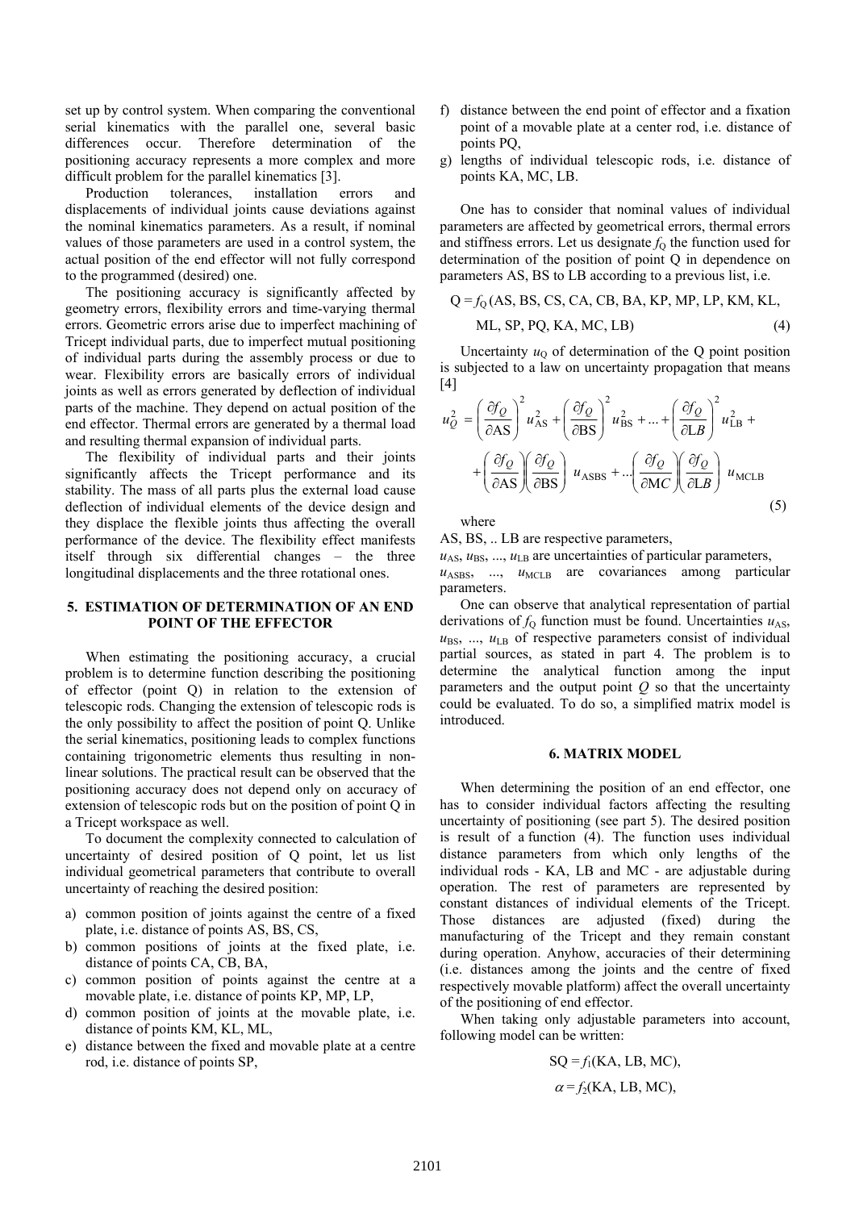set up by control system. When comparing the conventional serial kinematics with the parallel one, several basic differences occur. Therefore determination of the positioning accuracy represents a more complex and more difficult problem for the parallel kinematics [3].

Production tolerances, installation errors and displacements of individual joints cause deviations against the nominal kinematics parameters. As a result, if nominal values of those parameters are used in a control system, the actual position of the end effector will not fully correspond to the programmed (desired) one.

The positioning accuracy is significantly affected by geometry errors, flexibility errors and time-varying thermal errors. Geometric errors arise due to imperfect machining of Tricept individual parts, due to imperfect mutual positioning of individual parts during the assembly process or due to wear. Flexibility errors are basically errors of individual joints as well as errors generated by deflection of individual parts of the machine. They depend on actual position of the end effector. Thermal errors are generated by a thermal load and resulting thermal expansion of individual parts.

The flexibility of individual parts and their joints significantly affects the Tricept performance and its stability. The mass of all parts plus the external load cause deflection of individual elements of the device design and they displace the flexible joints thus affecting the overall performance of the device. The flexibility effect manifests itself through six differential changes – the three longitudinal displacements and the three rotational ones.

## 5. ESTIMATION OF DETERMINATION OF AN END POINT OF THE EFFECTOR

When estimating the positioning accuracy, a crucial problem is to determine function describing the positioning of effector (point Q) in relation to the extension of telescopic rods. Changing the extension of telescopic rods is the only possibility to affect the position of point Q. Unlike the serial kinematics, positioning leads to complex functions containing trigonometric elements thus resulting in non-linear solutions. The practical result can be observed that the positioning accuracy does not depend only on accuracy of extension of telescopic rods but on the position of point Q in a Tricept workspace as well.

To document the complexity connected to calculation of uncertainty of desired position of Q point, let us list individual geometrical parameters that contribute to overall uncertainty of reaching the desired position:

a) common position of joints against the centre of a fixed plate, i.e. distance of points AS, BS, CS,
b) common positions of joints at the fixed plate, i.e. distance of points CA, CB, BA,
c) common position of points against the centre at a movable plate, i.e. distance of points KP, MP, LP,
d) common position of joints at the movable plate, i.e. distance of points KM, KL, ML,
e) distance between the fixed and movable plate at a centre rod, i.e. distance of points SP,
f) distance between the end point of effector and a fixation point of a movable plate at a center rod, i.e. distance of points PQ,
g) lengths of individual telescopic rods, i.e. distance of points KA, MC, LB.

One has to consider that nominal values of individual parameters are affected by geometrical errors, thermal errors and stiffness errors. Let us designate $f_Q$ the function used for determination of the position of point Q in dependence on parameters AS, BS to LB according to a previous list, i.e.

$$\mathrm{Q} = f_{\mathrm{Q}}(\mathrm{AS, BS, CS, CA, CB, BA, KP, MP, LP, KM, KL, ML, SP, PQ, KA, MC, LB}) \tag{4}$$

Uncertainty $u_Q$ of determination of the Q point position is subjected to a law on uncertainty propagation that means [4]

$$u_Q^2 = \left(\frac{\partial f_Q}{\partial \mathrm{AS}}\right)^2 u_{\mathrm{AS}}^2 + \left(\frac{\partial f_Q}{\partial \mathrm{BS}}\right)^2 u_{\mathrm{BS}}^2 + \ldots + \left(\frac{\partial f_Q}{\partial LB}\right)^2 u_{\mathrm{LB}}^2 + \\ + \left(\frac{\partial f_Q}{\partial \mathrm{AS}}\right)\left(\frac{\partial f_Q}{\partial \mathrm{BS}}\right) u_{\mathrm{ASBS}} + \ldots \left(\frac{\partial f_Q}{\partial MC}\right)\left(\frac{\partial f_Q}{\partial \mathrm{L}B}\right) u_{\mathrm{MCLB}} \tag{5}$$

where

AS, BS, .. LB are respective parameters,

$u_{\mathrm{AS}}$, $u_{\mathrm{BS}}$, ..., $u_{\mathrm{LB}}$ are uncertainties of particular parameters,

$u_{\mathrm{ASBS}}$, ..., $u_{\mathrm{MCLB}}$ are covariances among particular parameters.

One can observe that analytical representation of partial derivations of $f_Q$ function must be found. Uncertainties $u_{\mathrm{AS}}$, $u_{\mathrm{BS}}$, ..., $u_{\mathrm{LB}}$ of respective parameters consist of individual partial sources, as stated in part 4. The problem is to determine the analytical function among the input parameters and the output point $Q$ so that the uncertainty could be evaluated. To do so, a simplified matrix model is introduced.

## 6. MATRIX MODEL

When determining the position of an end effector, one has to consider individual factors affecting the resulting uncertainty of positioning (see part 5). The desired position is result of a function (4). The function uses individual distance parameters from which only lengths of the individual rods - KA, LB and MC - are adjustable during operation. The rest of parameters are represented by constant distances of individual elements of the Tricept. Those distances are adjusted (fixed) during the manufacturing of the Tricept and they remain constant during operation. Anyhow, accuracies of their determining (i.e. distances among the joints and the centre of fixed respectively movable platform) affect the overall uncertainty of the positioning of end effector.

When taking only adjustable parameters into account, following model can be written:

$$\mathrm{SQ} = f_1(\mathrm{KA, LB, MC}),$$

$$\alpha = f_2(\mathrm{KA, LB, MC}),$$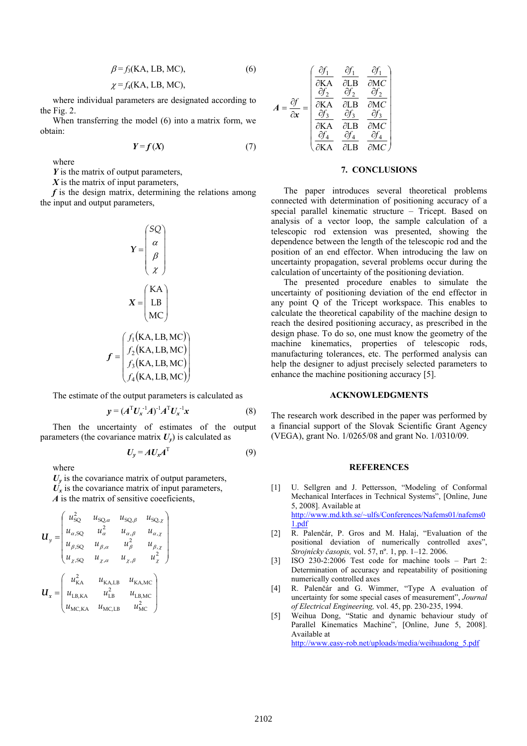$$\beta = f_3(\text{KA, LB, MC}), \tag{6}$$

$$\chi = f_4(\text{KA, LB, MC}),$$

where individual parameters are designated according to the Fig. 2.

When transferring the model (6) into a matrix form, we obtain:

$$\boldsymbol{Y} = \boldsymbol{f}(\boldsymbol{X}) \tag{7}$$

where

$\boldsymbol{Y}$ is the matrix of output parameters,

$\boldsymbol{X}$ is the matrix of input parameters,

$\boldsymbol{f}$ is the design matrix, determining the relations among the input and output parameters,

$$\boldsymbol{Y} = \begin{pmatrix} SQ \\ \alpha \\ \beta \\ \chi \end{pmatrix}$$

$$\boldsymbol{X} = \begin{pmatrix} \text{KA} \\ \text{LB} \\ \text{MC} \end{pmatrix}$$

$$\boldsymbol{f} = \begin{pmatrix} f_1(\text{KA, LB, MC}) \\ f_2(\text{KA, LB, MC}) \\ f_3(\text{KA, LB, MC}) \\ f_4(\text{KA, LB, MC}) \end{pmatrix}$$

The estimate of the output parameters is calculated as

$$\boldsymbol{y} = (\boldsymbol{A}^{\mathrm{T}}\boldsymbol{U}_x^{-1}\boldsymbol{A})^{-1}\boldsymbol{A}^{\mathrm{T}}\boldsymbol{U}_x^{-1}\boldsymbol{x} \tag{8}$$

Then the uncertainty of estimates of the output parameters (the covariance matrix $\boldsymbol{U}_y$) is calculated as

$$\boldsymbol{U}_y = \boldsymbol{A}\boldsymbol{U}_x\boldsymbol{A}^{\mathrm{T}} \tag{9}$$

where

$\boldsymbol{U}_y$ is the covariance matrix of output parameters,

$\boldsymbol{U}_x$ is the covariance matrix of input parameters,

$\boldsymbol{A}$ is the matrix of sensitive coeefficients,

$$\boldsymbol{U}_y = \begin{pmatrix} u_{\text{SQ}}^2 & u_{\text{SQ},\alpha} & u_{\text{SQ},\beta} & u_{\text{SQ},\chi} \\ u_{\alpha,\text{SQ}} & u_{\alpha}^2 & u_{\alpha,\beta} & u_{\alpha,\chi} \\ u_{\beta,\text{SQ}} & u_{\beta,\alpha} & u_{\beta}^2 & u_{\beta,\chi} \\ u_{\chi,\text{SQ}} & u_{\chi,\alpha} & u_{\chi,\beta} & u_{\chi}^2 \end{pmatrix}$$

$$\boldsymbol{U}_x = \begin{pmatrix} u_{\text{KA}}^2 & u_{\text{KA,LB}} & u_{\text{KA,MC}} \\ u_{\text{LB,KA}} & u_{\text{LB}}^2 & u_{\text{LB,MC}} \\ u_{\text{MC,KA}} & u_{\text{MC,LB}} & u_{\text{MC}}^2 \end{pmatrix}$$

$$\boldsymbol{A} = \frac{\partial f}{\partial \boldsymbol{x}} = \begin{pmatrix} \frac{\partial f_1}{\partial \text{KA}} & \frac{\partial f_1}{\partial \text{LB}} & \frac{\partial f_1}{\partial \text{MC}} \\ \frac{\partial f_2}{\partial \text{KA}} & \frac{\partial f_2}{\partial \text{LB}} & \frac{\partial f_2}{\partial \text{MC}} \\ \frac{\partial f_3}{\partial \text{KA}} & \frac{\partial f_3}{\partial \text{LB}} & \frac{\partial f_3}{\partial \text{MC}} \\ \frac{\partial f_4}{\partial \text{KA}} & \frac{\partial f_4}{\partial \text{LB}} & \frac{\partial f_4}{\partial \text{MC}} \end{pmatrix}$$

## 7. CONCLUSIONS

The paper introduces several theoretical problems connected with determination of positioning accuracy of a special parallel kinematic structure – Tricept. Based on analysis of a vector loop, the sample calculation of a telescopic rod extension was presented, showing the dependence between the length of the telescopic rod and the position of an end effector. When introducing the law on uncertainty propagation, several problems occur during the calculation of uncertainty of the positioning deviation.

The presented procedure enables to simulate the uncertainty of positioning deviation of the end effector in any point Q of the Tricept workspace. This enables to calculate the theoretical capability of the machine design to reach the desired positioning accuracy, as prescribed in the design phase. To do so, one must know the geometry of the machine kinematics, properties of telescopic rods, manufacturing tolerances, etc. The performed analysis can help the designer to adjust precisely selected parameters to enhance the machine positioning accuracy [5].

## ACKNOWLEDGMENTS

The research work described in the paper was performed by a financial support of the Slovak Scientific Grant Agency (VEGA), grant No. 1/0265/08 and grant No. 1/0310/09.

## REFERENCES

[1] U. Sellgren and J. Pettersson, "Modeling of Conformal Mechanical Interfaces in Technical Systems", [Online, June 5, 2008]. Available at http://www.md.kth.se/~ulfs/Conferences/Nafems01/nafems01.pdf

[2] R. Palenčár, P. Gros and M. Halaj, "Evaluation of the positional deviation of numerically controlled axes", *Strojnícky časopis,* vol. 57, nº. 1, pp. 1–12. 2006.

[3] ISO 230-2:2006 Test code for machine tools – Part 2: Determination of accuracy and repeatability of positioning numerically controlled axes

[4] R. Palenčár and G. Wimmer, "Type A evaluation of uncertainty for some special cases of measurement", *Journal of Electrical Engineering,* vol. 45, pp. 230-235, 1994.

[5] Weihua Dong, "Static and dynamic behaviour study of Parallel Kinematics Machine", [Online, June 5, 2008]. Available at http://www.easy-rob.net/uploads/media/weihuadong_5.pdf